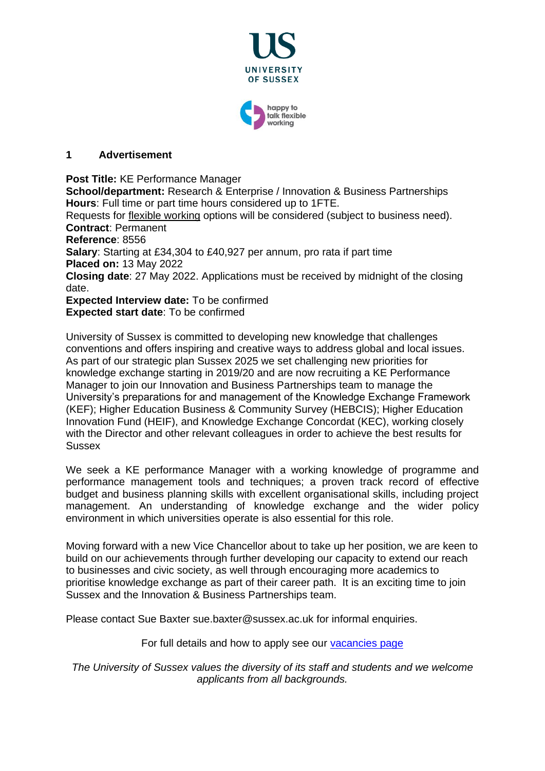UNIVERSITY OF SUSSEX

happy to talk flexible working

## 1 Advertisement

**Post Title:** KE Performance Manager
**School/department:** Research & Enterprise / Innovation & Business Partnerships
**Hours**: Full time or part time hours considered up to 1FTE.
Requests for flexible working options will be considered (subject to business need).
**Contract**: Permanent
**Reference**: 8556
**Salary**: Starting at £34,304 to £40,927 per annum, pro rata if part time
**Placed on:** 13 May 2022
**Closing date**: 27 May 2022. Applications must be received by midnight of the closing date.
**Expected Interview date:** To be confirmed
**Expected start date**: To be confirmed

University of Sussex is committed to developing new knowledge that challenges conventions and offers inspiring and creative ways to address global and local issues. As part of our strategic plan Sussex 2025 we set challenging new priorities for knowledge exchange starting in 2019/20 and are now recruiting a KE Performance Manager to join our Innovation and Business Partnerships team to manage the University's preparations for and management of the Knowledge Exchange Framework (KEF); Higher Education Business & Community Survey (HEBCIS); Higher Education Innovation Fund (HEIF), and Knowledge Exchange Concordat (KEC), working closely with the Director and other relevant colleagues in order to achieve the best results for Sussex

We seek a KE performance Manager with a working knowledge of programme and performance management tools and techniques; a proven track record of effective budget and business planning skills with excellent organisational skills, including project management. An understanding of knowledge exchange and the wider policy environment in which universities operate is also essential for this role.

Moving forward with a new Vice Chancellor about to take up her position, we are keen to build on our achievements through further developing our capacity to extend our reach to businesses and civic society, as well through encouraging more academics to prioritise knowledge exchange as part of their career path. It is an exciting time to join Sussex and the Innovation & Business Partnerships team.

Please contact Sue Baxter sue.baxter@sussex.ac.uk for informal enquiries.

For full details and how to apply see our vacancies page

*The University of Sussex values the diversity of its staff and students and we welcome applicants from all backgrounds.*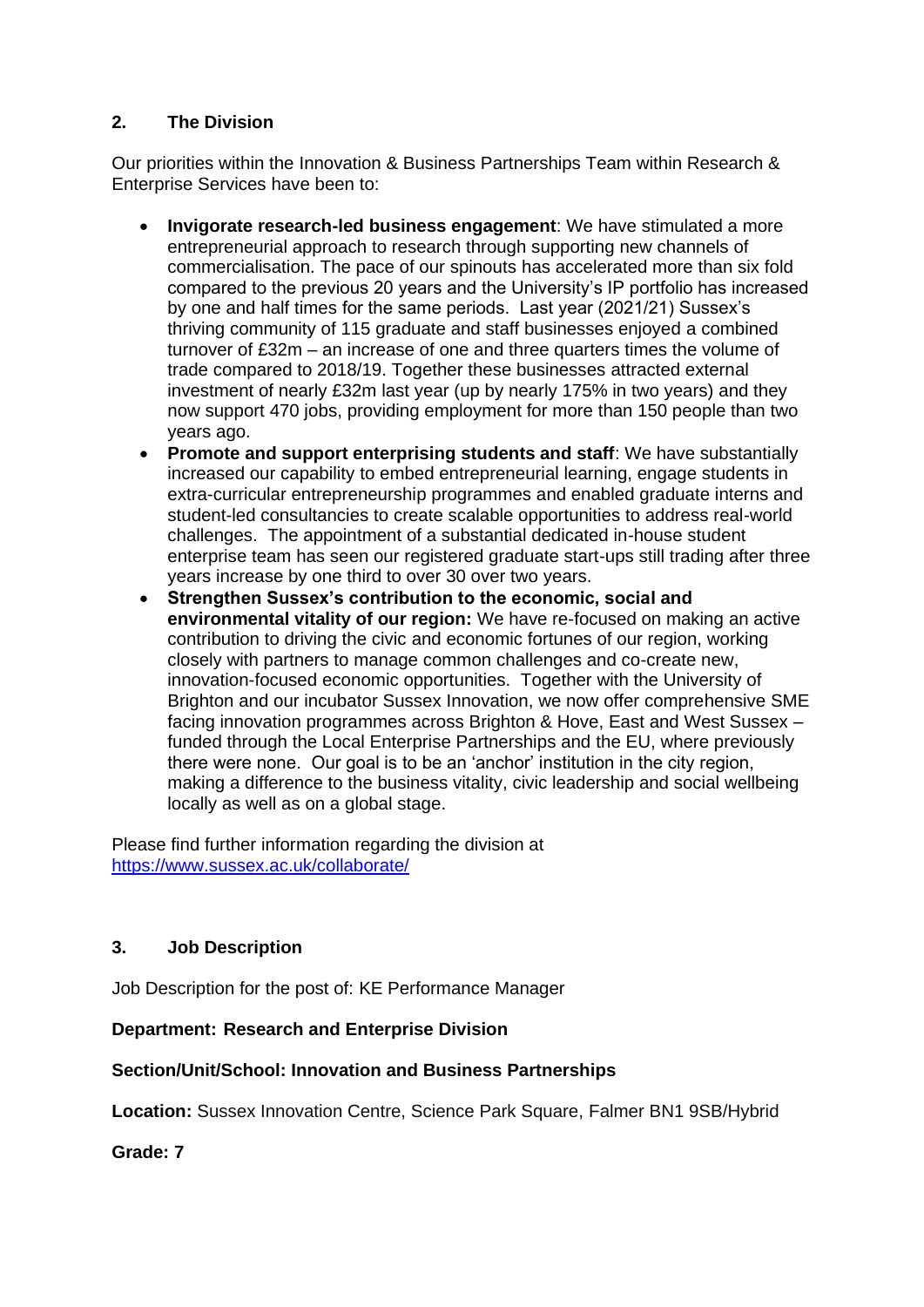## 2. The Division

Our priorities within the Innovation & Business Partnerships Team within Research & Enterprise Services have been to:

- **Invigorate research-led business engagement**: We have stimulated a more entrepreneurial approach to research through supporting new channels of commercialisation. The pace of our spinouts has accelerated more than six fold compared to the previous 20 years and the University's IP portfolio has increased by one and half times for the same periods. Last year (2021/21) Sussex's thriving community of 115 graduate and staff businesses enjoyed a combined turnover of £32m – an increase of one and three quarters times the volume of trade compared to 2018/19. Together these businesses attracted external investment of nearly £32m last year (up by nearly 175% in two years) and they now support 470 jobs, providing employment for more than 150 people than two years ago.
- **Promote and support enterprising students and staff**: We have substantially increased our capability to embed entrepreneurial learning, engage students in extra-curricular entrepreneurship programmes and enabled graduate interns and student-led consultancies to create scalable opportunities to address real-world challenges. The appointment of a substantial dedicated in-house student enterprise team has seen our registered graduate start-ups still trading after three years increase by one third to over 30 over two years.
- **Strengthen Sussex's contribution to the economic, social and environmental vitality of our region:** We have re-focused on making an active contribution to driving the civic and economic fortunes of our region, working closely with partners to manage common challenges and co-create new, innovation-focused economic opportunities. Together with the University of Brighton and our incubator Sussex Innovation, we now offer comprehensive SME facing innovation programmes across Brighton & Hove, East and West Sussex – funded through the Local Enterprise Partnerships and the EU, where previously there were none. Our goal is to be an 'anchor' institution in the city region, making a difference to the business vitality, civic leadership and social wellbeing locally as well as on a global stage.

Please find further information regarding the division at https://www.sussex.ac.uk/collaborate/

## 3. Job Description

Job Description for the post of: KE Performance Manager

**Department: Research and Enterprise Division**

**Section/Unit/School: Innovation and Business Partnerships**

**Location:** Sussex Innovation Centre, Science Park Square, Falmer BN1 9SB/Hybrid

**Grade: 7**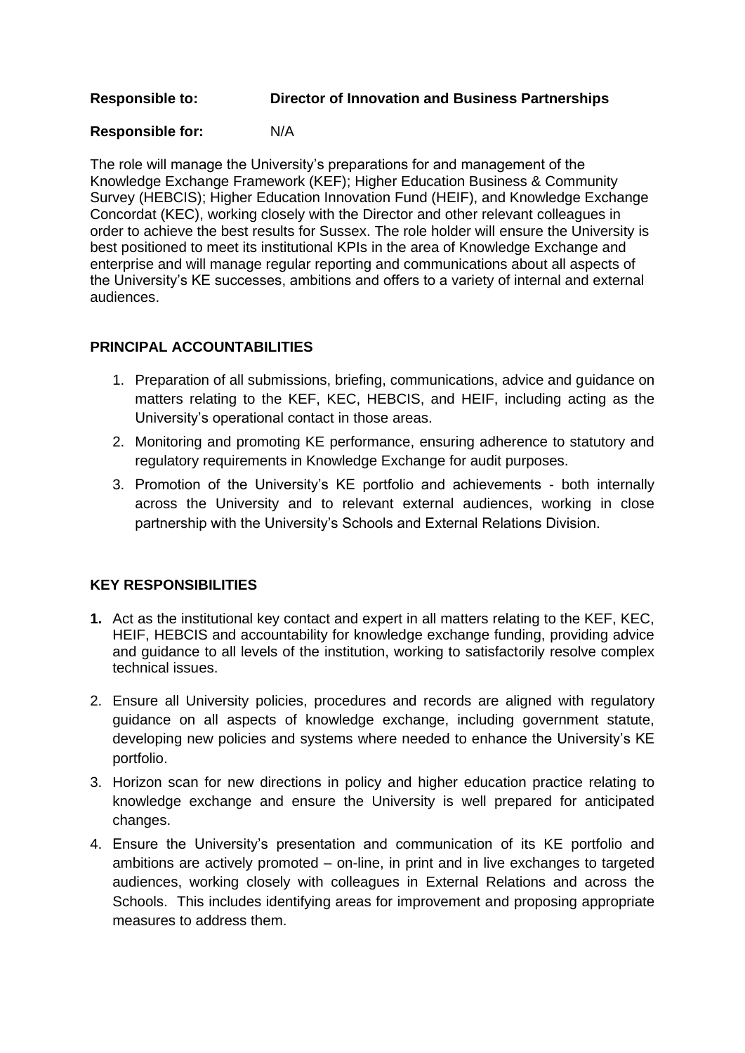**Responsible to:** **Director of Innovation and Business Partnerships**

**Responsible for:** N/A

The role will manage the University's preparations for and management of the Knowledge Exchange Framework (KEF); Higher Education Business & Community Survey (HEBCIS); Higher Education Innovation Fund (HEIF), and Knowledge Exchange Concordat (KEC), working closely with the Director and other relevant colleagues in order to achieve the best results for Sussex. The role holder will ensure the University is best positioned to meet its institutional KPIs in the area of Knowledge Exchange and enterprise and will manage regular reporting and communications about all aspects of the University's KE successes, ambitions and offers to a variety of internal and external audiences.

## PRINCIPAL ACCOUNTABILITIES

1. Preparation of all submissions, briefing, communications, advice and guidance on matters relating to the KEF, KEC, HEBCIS, and HEIF, including acting as the University's operational contact in those areas.
2. Monitoring and promoting KE performance, ensuring adherence to statutory and regulatory requirements in Knowledge Exchange for audit purposes.
3. Promotion of the University's KE portfolio and achievements - both internally across the University and to relevant external audiences, working in close partnership with the University's Schools and External Relations Division.

## KEY RESPONSIBILITIES

1. Act as the institutional key contact and expert in all matters relating to the KEF, KEC, HEIF, HEBCIS and accountability for knowledge exchange funding, providing advice and guidance to all levels of the institution, working to satisfactorily resolve complex technical issues.
2. Ensure all University policies, procedures and records are aligned with regulatory guidance on all aspects of knowledge exchange, including government statute, developing new policies and systems where needed to enhance the University's KE portfolio.
3. Horizon scan for new directions in policy and higher education practice relating to knowledge exchange and ensure the University is well prepared for anticipated changes.
4. Ensure the University's presentation and communication of its KE portfolio and ambitions are actively promoted – on-line, in print and in live exchanges to targeted audiences, working closely with colleagues in External Relations and across the Schools. This includes identifying areas for improvement and proposing appropriate measures to address them.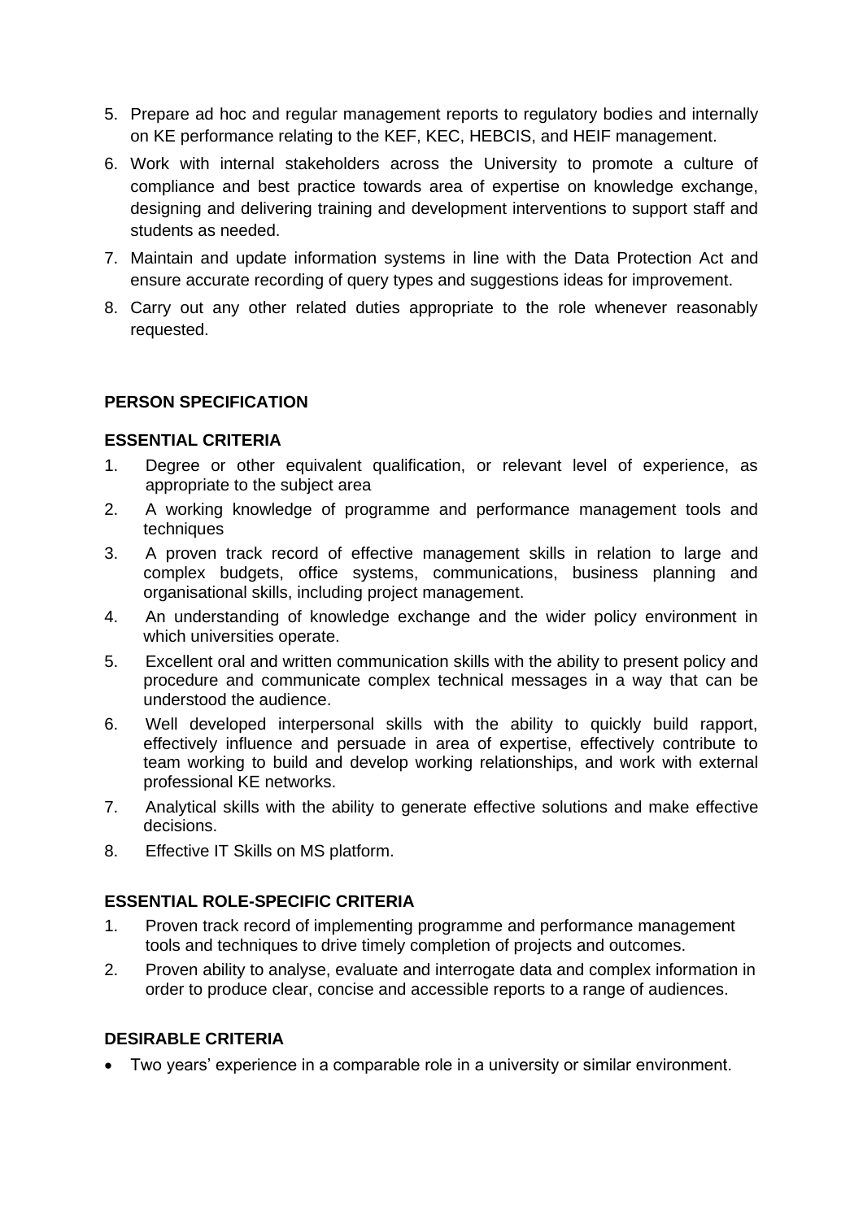5. Prepare ad hoc and regular management reports to regulatory bodies and internally on KE performance relating to the KEF, KEC, HEBCIS, and HEIF management.
6. Work with internal stakeholders across the University to promote a culture of compliance and best practice towards area of expertise on knowledge exchange, designing and delivering training and development interventions to support staff and students as needed.
7. Maintain and update information systems in line with the Data Protection Act and ensure accurate recording of query types and suggestions ideas for improvement.
8. Carry out any other related duties appropriate to the role whenever reasonably requested.

## PERSON SPECIFICATION

### ESSENTIAL CRITERIA

1. Degree or other equivalent qualification, or relevant level of experience, as appropriate to the subject area
2. A working knowledge of programme and performance management tools and techniques
3. A proven track record of effective management skills in relation to large and complex budgets, office systems, communications, business planning and organisational skills, including project management.
4. An understanding of knowledge exchange and the wider policy environment in which universities operate.
5. Excellent oral and written communication skills with the ability to present policy and procedure and communicate complex technical messages in a way that can be understood the audience.
6. Well developed interpersonal skills with the ability to quickly build rapport, effectively influence and persuade in area of expertise, effectively contribute to team working to build and develop working relationships, and work with external professional KE networks.
7. Analytical skills with the ability to generate effective solutions and make effective decisions.
8. Effective IT Skills on MS platform.

### ESSENTIAL ROLE-SPECIFIC CRITERIA

1. Proven track record of implementing programme and performance management tools and techniques to drive timely completion of projects and outcomes.
2. Proven ability to analyse, evaluate and interrogate data and complex information in order to produce clear, concise and accessible reports to a range of audiences.

### DESIRABLE CRITERIA

- Two years' experience in a comparable role in a university or similar environment.